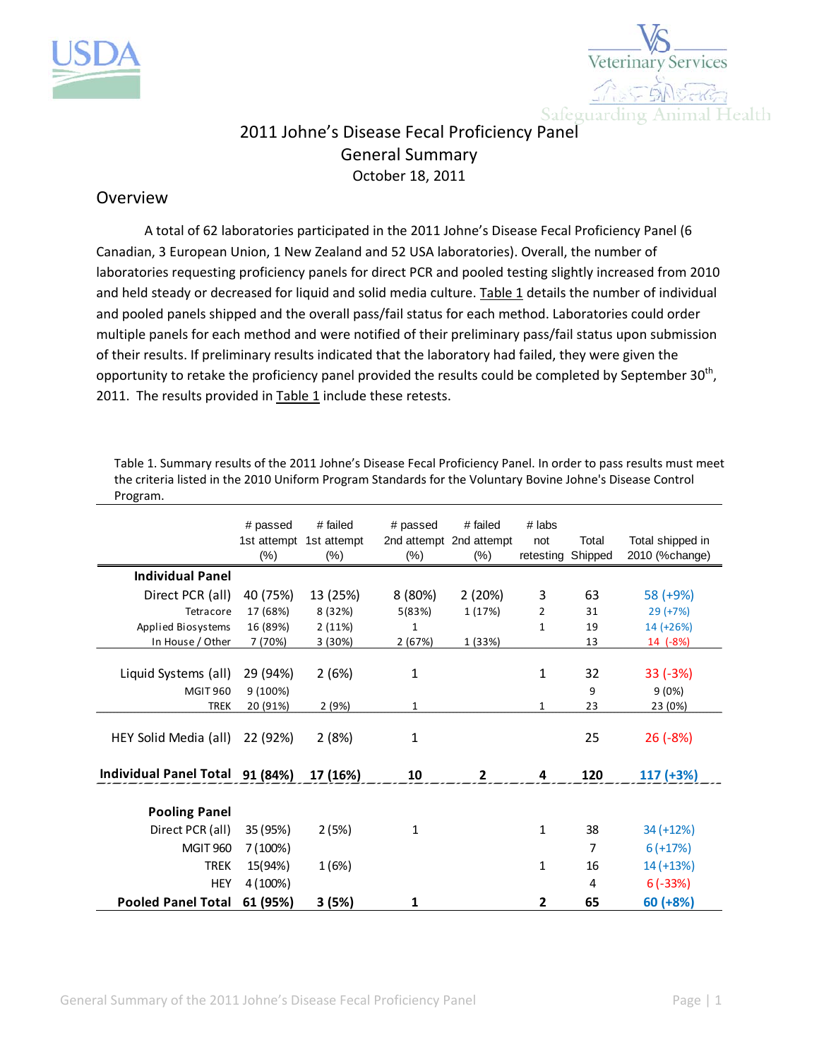# 2011 Johne's Disease Fecal Proficiency Panel
## General Summary
October 18, 2011

## Overview

A total of 62 laboratories participated in the 2011 Johne's Disease Fecal Proficiency Panel (6 Canadian, 3 European Union, 1 New Zealand and 52 USA laboratories). Overall, the number of laboratories requesting proficiency panels for direct PCR and pooled testing slightly increased from 2010 and held steady or decreased for liquid and solid media culture. Table 1 details the number of individual and pooled panels shipped and the overall pass/fail status for each method. Laboratories could order multiple panels for each method and were notified of their preliminary pass/fail status upon submission of their results. If preliminary results indicated that the laboratory had failed, they were given the opportunity to retake the proficiency panel provided the results could be completed by September 30th, 2011. The results provided in Table 1 include these retests.

Table 1. Summary results of the 2011 Johne's Disease Fecal Proficiency Panel. In order to pass results must meet the criteria listed in the 2010 Uniform Program Standards for the Voluntary Bovine Johne's Disease Control Program.

| | # passed 1st attempt (%) | # failed 1st attempt (%) | # passed 2nd attempt (%) | # failed 2nd attempt (%) | # labs not retesting | Total Shipped | Total shipped in 2010 (%change) |
|---|---|---|---|---|---|---|---|
| **Individual Panel** | | | | | | | |
| Direct PCR (all) | 40 (75%) | 13 (25%) | 8 (80%) | 2 (20%) | 3 | 63 | 58 (+9%) |
| Tetracore | 17 (68%) | 8 (32%) | 5(83%) | 1 (17%) | 2 | 31 | 29 (+7%) |
| Applied Biosystems | 16 (89%) | 2 (11%) | 1 | | 1 | 19 | 14 (+26%) |
| In House / Other | 7 (70%) | 3 (30%) | 2 (67%) | 1 (33%) | | 13 | 14 (-8%) |
| Liquid Systems (all) | 29 (94%) | 2 (6%) | 1 | | 1 | 32 | 33 (-3%) |
| MGIT 960 | 9 (100%) | | | | | 9 | 9 (0%) |
| TREK | 20 (91%) | 2 (9%) | 1 | | 1 | 23 | 23 (0%) |
| HEY Solid Media (all) | 22 (92%) | 2 (8%) | 1 | | | 25 | 26 (-8%) |
| **Individual Panel Total** | **91 (84%)** | **17 (16%)** | **10** | **2** | **4** | **120** | **117 (+3%)** |
| **Pooling Panel** | | | | | | | |
| Direct PCR (all) | 35 (95%) | 2 (5%) | 1 | | 1 | 38 | 34 (+12%) |
| MGIT 960 | 7 (100%) | | | | | 7 | 6 (+17%) |
| TREK | 15(94%) | 1 (6%) | | | 1 | 16 | 14 (+13%) |
| HEY | 4 (100%) | | | | | 4 | 6 (-33%) |
| **Pooled Panel Total** | **61 (95%)** | **3 (5%)** | **1** | | **2** | **65** | **60 (+8%)** |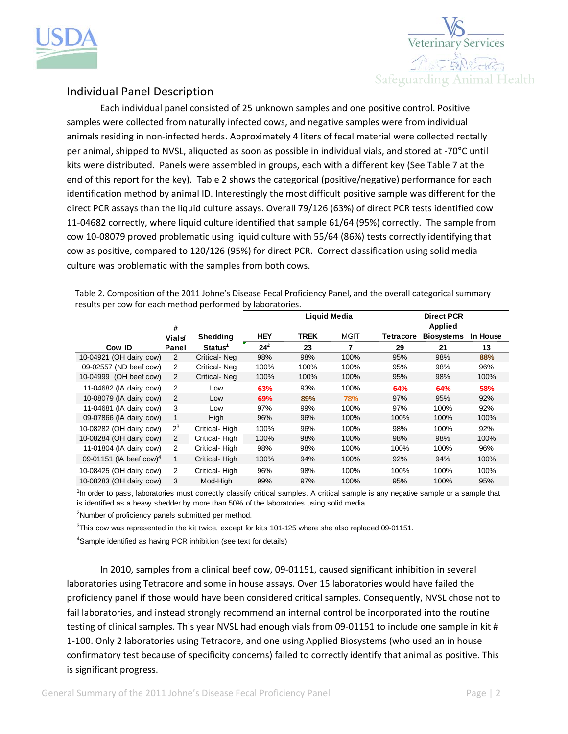## Individual Panel Description

Each individual panel consisted of 25 unknown samples and one positive control. Positive samples were collected from naturally infected cows, and negative samples were from individual animals residing in non-infected herds. Approximately 4 liters of fecal material were collected rectally per animal, shipped to NVSL, aliquoted as soon as possible in individual vials, and stored at -70°C until kits were distributed. Panels were assembled in groups, each with a different key (See Table 7 at the end of this report for the key). Table 2 shows the categorical (positive/negative) performance for each identification method by animal ID. Interestingly the most difficult positive sample was different for the direct PCR assays than the liquid culture assays. Overall 79/126 (63%) of direct PCR tests identified cow 11-04682 correctly, where liquid culture identified that sample 61/64 (95%) correctly. The sample from cow 10-08079 proved problematic using liquid culture with 55/64 (86%) tests correctly identifying that cow as positive, compared to 120/126 (95%) for direct PCR. Correct classification using solid media culture was problematic with the samples from both cows.

Table 2. Composition of the 2011 Johne's Disease Fecal Proficiency Panel, and the overall categorical summary results per cow for each method performed by laboratories.

| Cow ID | # Vials/ Panel | Shedding Status[1] | HEY | Liquid Media | | Direct PCR | | |
|---|---|---|---|---|---|---|---|---|
| | | | | TREK | MGIT | Tetracore | Applied Biosystems | In House |
| | | | 24[2] | 23 | 7 | 29 | 21 | 13 |
| 10-04921 (OH dairy cow) | 2 | Critical- Neg | 98% | 98% | 100% | 95% | 98% | 88% |
| 09-02557 (ND beef cow) | 2 | Critical- Neg | 100% | 100% | 100% | 95% | 98% | 96% |
| 10-04999 (OH beef cow) | 2 | Critical- Neg | 100% | 100% | 100% | 95% | 98% | 100% |
| 11-04682 (IA dairy cow) | 2 | Low | 63% | 93% | 100% | 64% | 64% | 58% |
| 10-08079 (IA dairy cow) | 2 | Low | 69% | 89% | 78% | 97% | 95% | 92% |
| 11-04681 (IA dairy cow) | 3 | Low | 97% | 99% | 100% | 97% | 100% | 92% |
| 09-07866 (IA dairy cow) | 1 | High | 96% | 96% | 100% | 100% | 100% | 100% |
| 10-08282 (OH dairy cow) | 2[3] | Critical- High | 100% | 96% | 100% | 98% | 100% | 92% |
| 10-08284 (OH dairy cow) | 2 | Critical- High | 100% | 98% | 100% | 98% | 98% | 100% |
| 11-01804 (IA dairy cow) | 2 | Critical- High | 98% | 98% | 100% | 100% | 100% | 96% |
| 09-01151 (IA beef cow)[4] | 1 | Critical- High | 100% | 94% | 100% | 92% | 94% | 100% |
| 10-08425 (OH dairy cow) | 2 | Critical- High | 96% | 98% | 100% | 100% | 100% | 100% |
| 10-08283 (OH dairy cow) | 3 | Mod-High | 99% | 97% | 100% | 95% | 100% | 95% |

[1]In order to pass, laboratories must correctly classify critical samples. A critical sample is any negative sample or a sample that is identified as a heavy shedder by more than 50% of the laboratories using solid media.

[2]Number of proficiency panels submitted per method.

[3]This cow was represented in the kit twice, except for kits 101-125 where she also replaced 09-01151.

[4]Sample identified as having PCR inhibition (see text for details)

In 2010, samples from a clinical beef cow, 09-01151, caused significant inhibition in several laboratories using Tetracore and some in house assays. Over 15 laboratories would have failed the proficiency panel if those would have been considered critical samples. Consequently, NVSL chose not to fail laboratories, and instead strongly recommend an internal control be incorporated into the routine testing of clinical samples. This year NVSL had enough vials from 09-01151 to include one sample in kit # 1-100. Only 2 laboratories using Tetracore, and one using Applied Biosystems (who used an in house confirmatory test because of specificity concerns) failed to correctly identify that animal as positive. This is significant progress.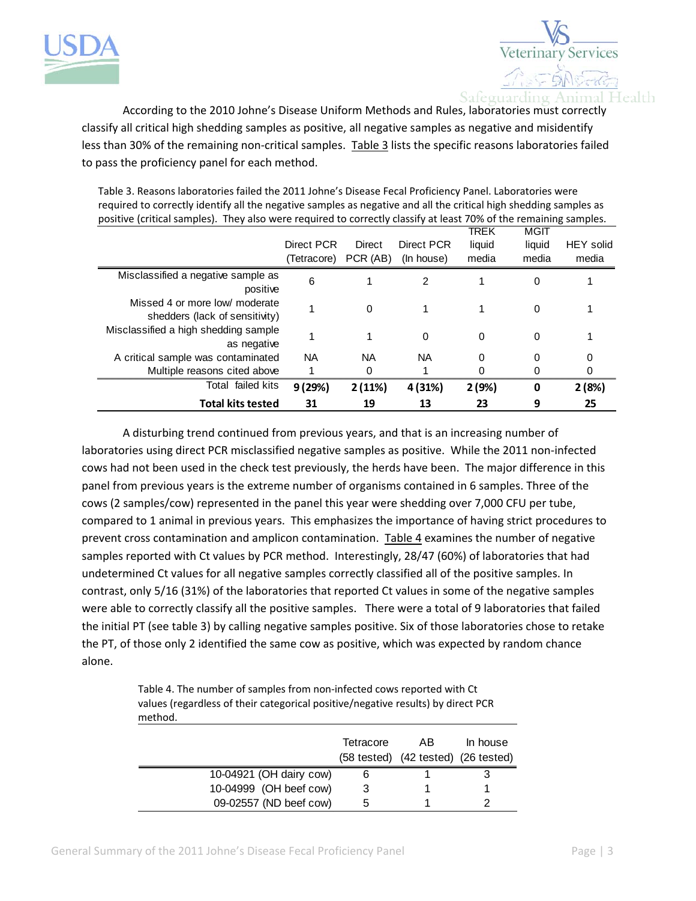According to the 2010 Johne's Disease Uniform Methods and Rules, laboratories must correctly classify all critical high shedding samples as positive, all negative samples as negative and misidentify less than 30% of the remaining non-critical samples. Table 3 lists the specific reasons laboratories failed to pass the proficiency panel for each method.

Table 3. Reasons laboratories failed the 2011 Johne's Disease Fecal Proficiency Panel. Laboratories were required to correctly identify all the negative samples as negative and all the critical high shedding samples as positive (critical samples). They also were required to correctly classify at least 70% of the remaining samples.

| | Direct PCR (Tetracore) | Direct PCR (AB) | Direct PCR (In house) | TREK liquid media | MGIT liquid media | HEY solid media |
|---|---|---|---|---|---|---|
| Misclassified a negative sample as positive | 6 | 1 | 2 | 1 | 0 | 1 |
| Missed 4 or more low/ moderate shedders (lack of sensitivity) | 1 | 0 | 1 | 1 | 0 | 1 |
| Misclassified a high shedding sample as negative | 1 | 1 | 0 | 0 | 0 | 1 |
| A critical sample was contaminated | NA | NA | NA | 0 | 0 | 0 |
| Multiple reasons cited above | 1 | 0 | 1 | 0 | 0 | 0 |
| Total failed kits | **9 (29%)** | **2 (11%)** | **4 (31%)** | **2 (9%)** | **0** | **2 (8%)** |
| **Total kits tested** | **31** | **19** | **13** | **23** | **9** | **25** |

A disturbing trend continued from previous years, and that is an increasing number of laboratories using direct PCR misclassified negative samples as positive. While the 2011 non-infected cows had not been used in the check test previously, the herds have been. The major difference in this panel from previous years is the extreme number of organisms contained in 6 samples. Three of the cows (2 samples/cow) represented in the panel this year were shedding over 7,000 CFU per tube, compared to 1 animal in previous years. This emphasizes the importance of having strict procedures to prevent cross contamination and amplicon contamination. Table 4 examines the number of negative samples reported with Ct values by PCR method. Interestingly, 28/47 (60%) of laboratories that had undetermined Ct values for all negative samples correctly classified all of the positive samples. In contrast, only 5/16 (31%) of the laboratories that reported Ct values in some of the negative samples were able to correctly classify all the positive samples. There were a total of 9 laboratories that failed the initial PT (see table 3) by calling negative samples positive. Six of those laboratories chose to retake the PT, of those only 2 identified the same cow as positive, which was expected by random chance alone.

Table 4. The number of samples from non-infected cows reported with Ct values (regardless of their categorical positive/negative results) by direct PCR method.

| | Tetracore (58 tested) | AB (42 tested) | In house (26 tested) |
|---|---|---|---|
| 10-04921 (OH dairy cow) | 6 | 1 | 3 |
| 10-04999 (OH beef cow) | 3 | 1 | 1 |
| 09-02557 (ND beef cow) | 5 | 1 | 2 |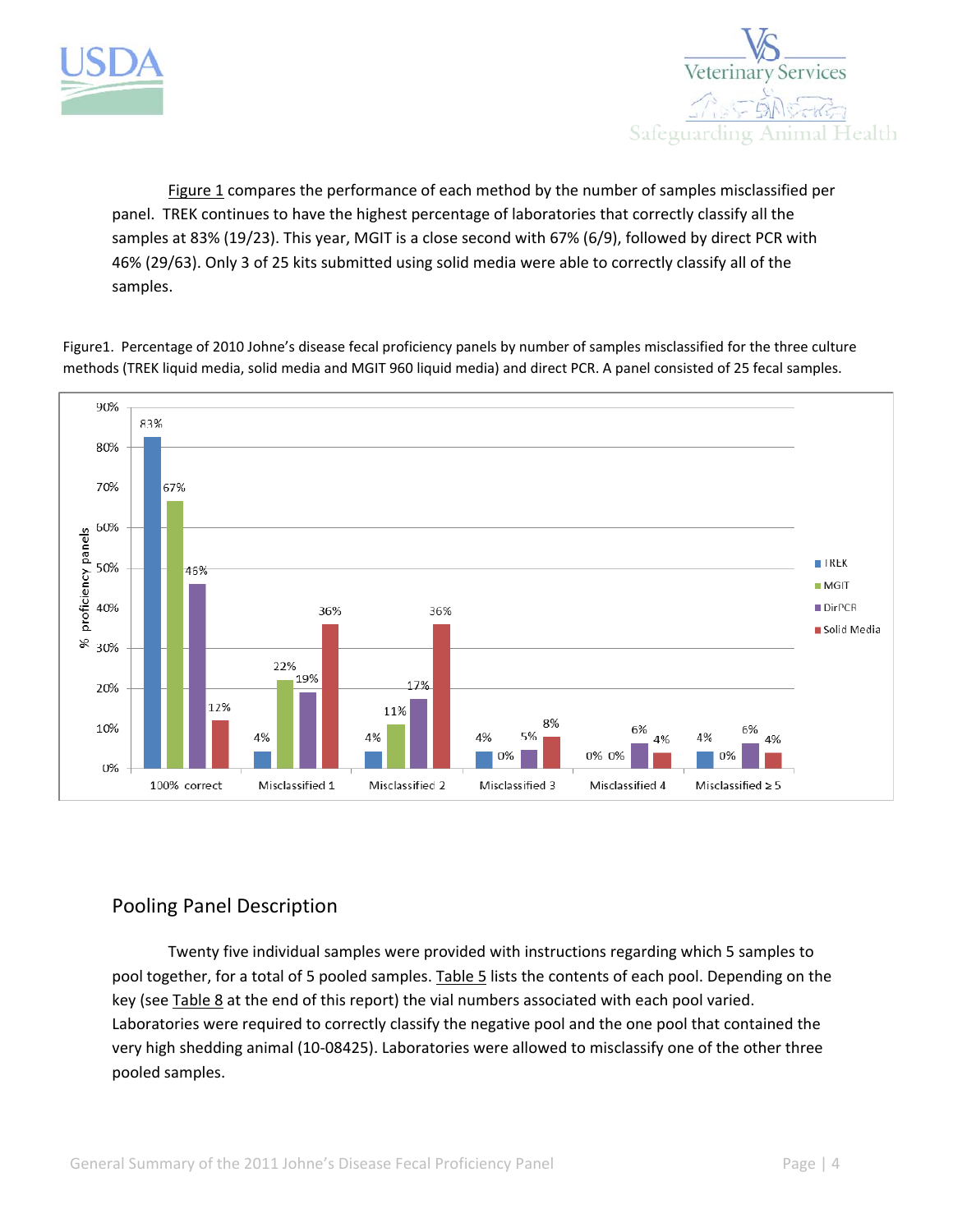Figure 1 compares the performance of each method by the number of samples misclassified per panel. TREK continues to have the highest percentage of laboratories that correctly classify all the samples at 83% (19/23). This year, MGIT is a close second with 67% (6/9), followed by direct PCR with 46% (29/63). Only 3 of 25 kits submitted using solid media were able to correctly classify all of the samples.

Figure1. Percentage of 2010 Johne's disease fecal proficiency panels by number of samples misclassified for the three culture methods (TREK liquid media, solid media and MGIT 960 liquid media) and direct PCR. A panel consisted of 25 fecal samples.

| | TREK | MGIT | DirPCR | Solid Media |
|---|---|---|---|---|
| 100% correct | 83% | 67% | 46% | 12% |
| Misclassified 1 | 4% | 22% | 19% | 36% |
| Misclassified 2 | 4% | 11% | 17% | 36% |
| Misclassified 3 | 4% | 0% | 5% | 8% |
| Misclassified 4 | 0% | 0% | 6% | 4% |
| Misclassified ≥ 5 | 4% | 0% | 6% | 4% |

## Pooling Panel Description

Twenty five individual samples were provided with instructions regarding which 5 samples to pool together, for a total of 5 pooled samples. Table 5 lists the contents of each pool. Depending on the key (see Table 8 at the end of this report) the vial numbers associated with each pool varied. Laboratories were required to correctly classify the negative pool and the one pool that contained the very high shedding animal (10-08425). Laboratories were allowed to misclassify one of the other three pooled samples.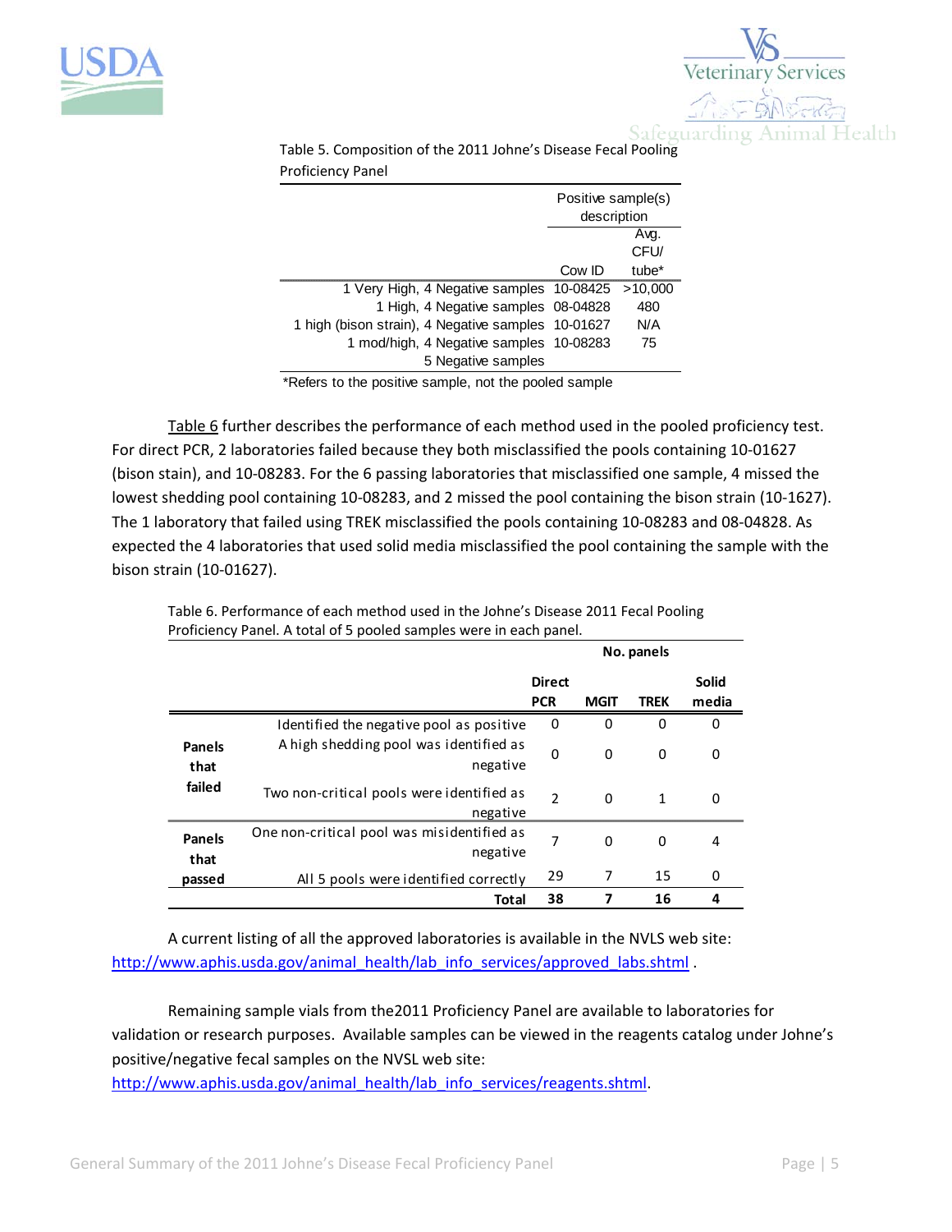Table 5. Composition of the 2011 Johne's Disease Fecal Pooling Proficiency Panel

| | Positive sample(s) description | |
|---|---|---|
| | Cow ID | Avg. CFU/ tube* |
| 1 Very High, 4 Negative samples | 10-08425 | >10,000 |
| 1 High, 4 Negative samples | 08-04828 | 480 |
| 1 high (bison strain), 4 Negative samples | 10-01627 | N/A |
| 1 mod/high, 4 Negative samples | 10-08283 | 75 |
| 5 Negative samples | | |

*Refers to the positive sample, not the pooled sample

Table 6 further describes the performance of each method used in the pooled proficiency test. For direct PCR, 2 laboratories failed because they both misclassified the pools containing 10-01627 (bison stain), and 10-08283. For the 6 passing laboratories that misclassified one sample, 4 missed the lowest shedding pool containing 10-08283, and 2 missed the pool containing the bison strain (10-1627). The 1 laboratory that failed using TREK misclassified the pools containing 10-08283 and 08-04828. As expected the 4 laboratories that used solid media misclassified the pool containing the sample with the bison strain (10-01627).

Table 6. Performance of each method used in the Johne's Disease 2011 Fecal Pooling Proficiency Panel. A total of 5 pooled samples were in each panel.

| | | No. panels | | | |
|---|---|---|---|---|---|
| | | **Direct PCR** | **MGIT** | **TREK** | **Solid media** |
| **Panels that failed** | Identified the negative pool as positive | 0 | 0 | 0 | 0 |
| | A high shedding pool was identified as negative | 0 | 0 | 0 | 0 |
| | Two non-critical pools were identified as negative | 2 | 0 | 1 | 0 |
| **Panels that passed** | One non-critical pool was misidentified as negative | 7 | 0 | 0 | 4 |
| | All 5 pools were identified correctly | 29 | 7 | 15 | 0 |
| | **Total** | **38** | **7** | **16** | **4** |

A current listing of all the approved laboratories is available in the NVLS web site: http://www.aphis.usda.gov/animal_health/lab_info_services/approved_labs.shtml .

Remaining sample vials from the2011 Proficiency Panel are available to laboratories for validation or research purposes. Available samples can be viewed in the reagents catalog under Johne's positive/negative fecal samples on the NVSL web site: http://www.aphis.usda.gov/animal_health/lab_info_services/reagents.shtml.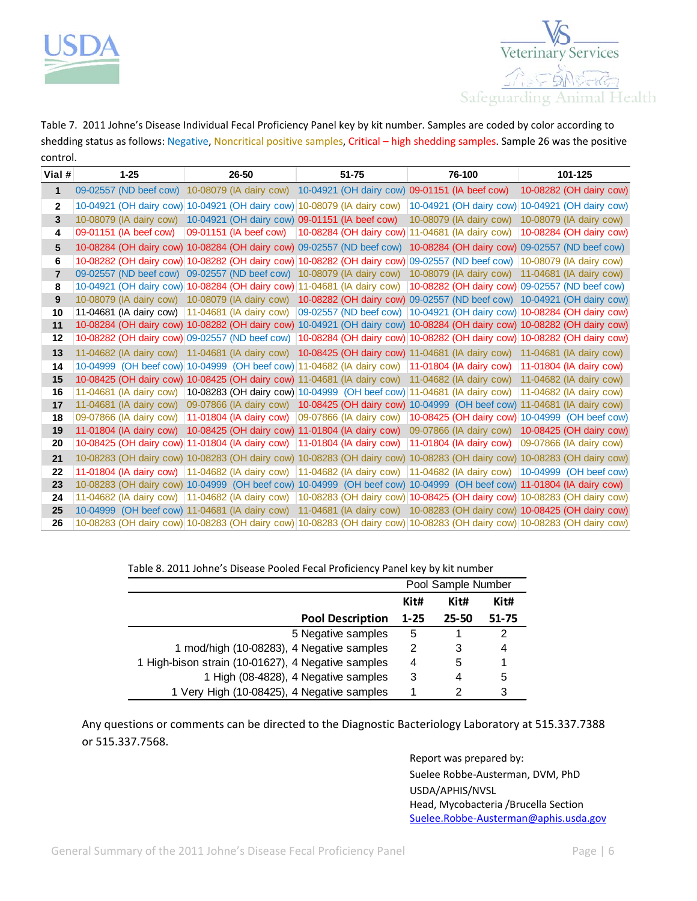Table 7. 2011 Johne's Disease Individual Fecal Proficiency Panel key by kit number. Samples are coded by color according to shedding status as follows: Negative, Noncritical positive samples, Critical – high shedding samples. Sample 26 was the positive control.

| Vial # | 1-25 | 26-50 | 51-75 | 76-100 | 101-125 |
|---|---|---|---|---|---|
| 1 | 09-02557 (ND beef cow) | 10-08079 (IA dairy cow) | 10-04921 (OH dairy cow) | 09-01151 (IA beef cow) | 10-08282 (OH dairy cow) |
| 2 | 10-04921 (OH dairy cow) | 10-04921 (OH dairy cow) | 10-08079 (IA dairy cow) | 10-04921 (OH dairy cow) | 10-04921 (OH dairy cow) |
| 3 | 10-08079 (IA dairy cow) | 10-04921 (OH dairy cow) | 09-01151 (IA beef cow) | 10-08079 (IA dairy cow) | 10-08079 (IA dairy cow) |
| 4 | 09-01151 (IA beef cow) | 09-01151 (IA beef cow) | 10-08284 (OH dairy cow) | 11-04681 (IA dairy cow) | 10-08284 (OH dairy cow) |
| 5 | 10-08284 (OH dairy cow) | 10-08284 (OH dairy cow) | 09-02557 (ND beef cow) | 10-08284 (OH dairy cow) | 09-02557 (ND beef cow) |
| 6 | 10-08282 (OH dairy cow) | 10-08282 (OH dairy cow) | 10-08282 (OH dairy cow) | 09-02557 (ND beef cow) | 10-08079 (IA dairy cow) |
| 7 | 09-02557 (ND beef cow) | 09-02557 (ND beef cow) | 10-08079 (IA dairy cow) | 10-08079 (IA dairy cow) | 11-04681 (IA dairy cow) |
| 8 | 10-04921 (OH dairy cow) | 10-08284 (OH dairy cow) | 11-04681 (IA dairy cow) | 10-08282 (OH dairy cow) | 09-02557 (ND beef cow) |
| 9 | 10-08079 (IA dairy cow) | 10-08079 (IA dairy cow) | 10-08282 (OH dairy cow) | 09-02557 (ND beef cow) | 10-04921 (OH dairy cow) |
| 10 | 11-04681 (IA dairy cow) | 11-04681 (IA dairy cow) | 09-02557 (ND beef cow) | 10-04921 (OH dairy cow) | 10-08284 (OH dairy cow) |
| 11 | 10-08284 (OH dairy cow) | 10-08282 (OH dairy cow) | 10-04921 (OH dairy cow) | 10-08284 (OH dairy cow) | 10-08282 (OH dairy cow) |
| 12 | 10-08282 (OH dairy cow) | 09-02557 (ND beef cow) | 10-08284 (OH dairy cow) | 10-08282 (OH dairy cow) | 10-08282 (OH dairy cow) |
| 13 | 11-04682 (IA dairy cow) | 11-04681 (IA dairy cow) | 10-08425 (OH dairy cow) | 11-04681 (IA dairy cow) | 11-04681 (IA dairy cow) |
| 14 | 10-04999 (OH beef cow) | 10-04999 (OH beef cow) | 11-04682 (IA dairy cow) | 11-01804 (IA dairy cow) | 11-01804 (IA dairy cow) |
| 15 | 10-08425 (OH dairy cow) | 10-08425 (OH dairy cow) | 11-04681 (IA dairy cow) | 11-04682 (IA dairy cow) | 11-04682 (IA dairy cow) |
| 16 | 11-04681 (IA dairy cow) | 10-08283 (OH dairy cow) | 10-04999 (OH beef cow) | 11-04681 (IA dairy cow) | 11-04682 (IA dairy cow) |
| 17 | 11-04681 (IA dairy cow) | 09-07866 (IA dairy cow) | 10-08425 (OH dairy cow) | 10-04999 (OH beef cow) | 11-04681 (IA dairy cow) |
| 18 | 09-07866 (IA dairy cow) | 11-01804 (IA dairy cow) | 09-07866 (IA dairy cow) | 10-08425 (OH dairy cow) | 10-04999 (OH beef cow) |
| 19 | 11-01804 (IA dairy cow) | 10-08425 (OH dairy cow) | 11-01804 (IA dairy cow) | 09-07866 (IA dairy cow) | 10-08425 (OH dairy cow) |
| 20 | 10-08425 (OH dairy cow) | 11-01804 (IA dairy cow) | 11-01804 (IA dairy cow) | 11-01804 (IA dairy cow) | 09-07866 (IA dairy cow) |
| 21 | 10-08283 (OH dairy cow) | 10-08283 (OH dairy cow) | 10-08283 (OH dairy cow) | 10-08283 (OH dairy cow) | 10-08283 (OH dairy cow) |
| 22 | 11-01804 (IA dairy cow) | 11-04682 (IA dairy cow) | 11-04682 (IA dairy cow) | 11-04682 (IA dairy cow) | 10-04999 (OH beef cow) |
| 23 | 10-08283 (OH dairy cow) | 10-04999 (OH beef cow) | 10-04999 (OH beef cow) | 10-04999 (OH beef cow) | 11-01804 (IA dairy cow) |
| 24 | 11-04682 (IA dairy cow) | 11-04682 (IA dairy cow) | 10-08283 (OH dairy cow) | 10-08425 (OH dairy cow) | 10-08283 (OH dairy cow) |
| 25 | 10-04999 (OH beef cow) | 11-04681 (IA dairy cow) | 11-04681 (IA dairy cow) | 10-08283 (OH dairy cow) | 10-08425 (OH dairy cow) |
| 26 | 10-08283 (OH dairy cow) | 10-08283 (OH dairy cow) | 10-08283 (OH dairy cow) | 10-08283 (OH dairy cow) | 10-08283 (OH dairy cow) |

Table 8. 2011 Johne's Disease Pooled Fecal Proficiency Panel key by kit number

| | Pool Sample Number | | |
|---|---|---|---|
| **Pool Description** | **Kit# 1-25** | **Kit# 25-50** | **Kit# 51-75** |
| 5 Negative samples | 5 | 1 | 2 |
| 1 mod/high (10-08283), 4 Negative samples | 2 | 3 | 4 |
| 1 High-bison strain (10-01627), 4 Negative samples | 4 | 5 | 1 |
| 1 High (08-4828), 4 Negative samples | 3 | 4 | 5 |
| 1 Very High (10-08425), 4 Negative samples | 1 | 2 | 3 |

Any questions or comments can be directed to the Diagnostic Bacteriology Laboratory at 515.337.7388 or 515.337.7568.

Report was prepared by:
Suelee Robbe-Austerman, DVM, PhD
USDA/APHIS/NVSL
Head, Mycobacteria /Brucella Section
Suelee.Robbe-Austerman@aphis.usda.gov